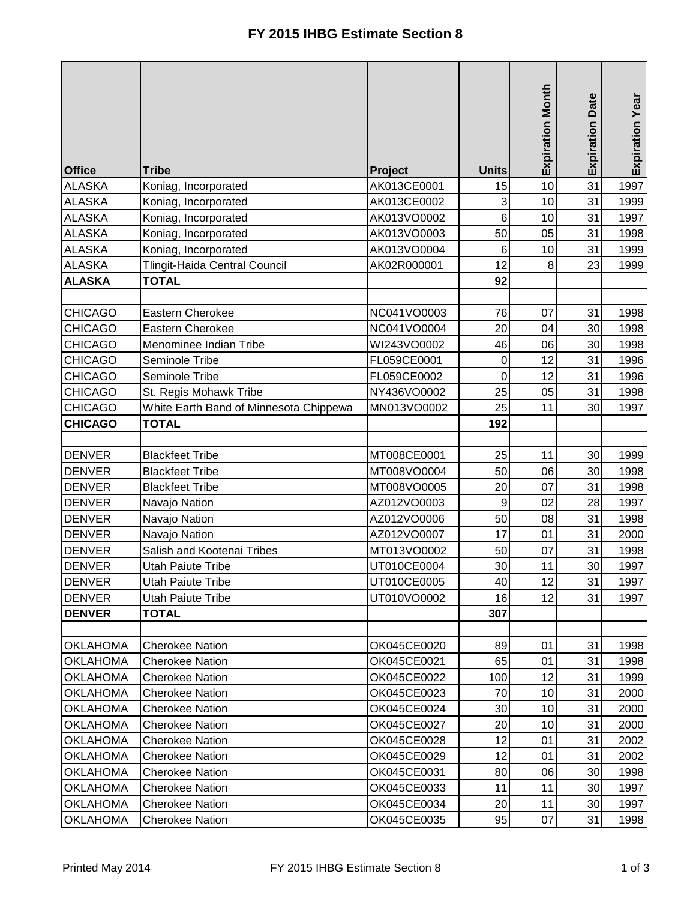# FY 2015 IHBG Estimate Section 8

| Office | Tribe | Project | Units | Expiration Month | Expiration Date | Expiration Year |
|---|---|---|---|---|---|---|
| ALASKA | Koniag, Incorporated | AK013CE0001 | 15 | 10 | 31 | 1997 |
| ALASKA | Koniag, Incorporated | AK013CE0002 | 3 | 10 | 31 | 1999 |
| ALASKA | Koniag, Incorporated | AK013VO0002 | 6 | 10 | 31 | 1997 |
| ALASKA | Koniag, Incorporated | AK013VO0003 | 50 | 05 | 31 | 1998 |
| ALASKA | Koniag, Incorporated | AK013VO0004 | 6 | 10 | 31 | 1999 |
| ALASKA | Tlingit-Haida Central Council | AK02R000001 | 12 | 8 | 23 | 1999 |
| **ALASKA** | **TOTAL** | | **92** | | | |
| | | | | | | |
| CHICAGO | Eastern Cherokee | NC041VO0003 | 76 | 07 | 31 | 1998 |
| CHICAGO | Eastern Cherokee | NC041VO0004 | 20 | 04 | 30 | 1998 |
| CHICAGO | Menominee Indian Tribe | WI243VO0002 | 46 | 06 | 30 | 1998 |
| CHICAGO | Seminole Tribe | FL059CE0001 | 0 | 12 | 31 | 1996 |
| CHICAGO | Seminole Tribe | FL059CE0002 | 0 | 12 | 31 | 1996 |
| CHICAGO | St. Regis Mohawk Tribe | NY436VO0002 | 25 | 05 | 31 | 1998 |
| CHICAGO | White Earth Band of Minnesota Chippewa | MN013VO0002 | 25 | 11 | 30 | 1997 |
| **CHICAGO** | **TOTAL** | | **192** | | | |
| | | | | | | |
| DENVER | Blackfeet Tribe | MT008CE0001 | 25 | 11 | 30 | 1999 |
| DENVER | Blackfeet Tribe | MT008VO0004 | 50 | 06 | 30 | 1998 |
| DENVER | Blackfeet Tribe | MT008VO0005 | 20 | 07 | 31 | 1998 |
| DENVER | Navajo Nation | AZ012VO0003 | 9 | 02 | 28 | 1997 |
| DENVER | Navajo Nation | AZ012VO0006 | 50 | 08 | 31 | 1998 |
| DENVER | Navajo Nation | AZ012VO0007 | 17 | 01 | 31 | 2000 |
| DENVER | Salish and Kootenai Tribes | MT013VO0002 | 50 | 07 | 31 | 1998 |
| DENVER | Utah Paiute Tribe | UT010CE0004 | 30 | 11 | 30 | 1997 |
| DENVER | Utah Paiute Tribe | UT010CE0005 | 40 | 12 | 31 | 1997 |
| DENVER | Utah Paiute Tribe | UT010VO0002 | 16 | 12 | 31 | 1997 |
| **DENVER** | **TOTAL** | | **307** | | | |
| | | | | | | |
| OKLAHOMA | Cherokee Nation | OK045CE0020 | 89 | 01 | 31 | 1998 |
| OKLAHOMA | Cherokee Nation | OK045CE0021 | 65 | 01 | 31 | 1998 |
| OKLAHOMA | Cherokee Nation | OK045CE0022 | 100 | 12 | 31 | 1999 |
| OKLAHOMA | Cherokee Nation | OK045CE0023 | 70 | 10 | 31 | 2000 |
| OKLAHOMA | Cherokee Nation | OK045CE0024 | 30 | 10 | 31 | 2000 |
| OKLAHOMA | Cherokee Nation | OK045CE0027 | 20 | 10 | 31 | 2000 |
| OKLAHOMA | Cherokee Nation | OK045CE0028 | 12 | 01 | 31 | 2002 |
| OKLAHOMA | Cherokee Nation | OK045CE0029 | 12 | 01 | 31 | 2002 |
| OKLAHOMA | Cherokee Nation | OK045CE0031 | 80 | 06 | 30 | 1998 |
| OKLAHOMA | Cherokee Nation | OK045CE0033 | 11 | 11 | 30 | 1997 |
| OKLAHOMA | Cherokee Nation | OK045CE0034 | 20 | 11 | 30 | 1997 |
| OKLAHOMA | Cherokee Nation | OK045CE0035 | 95 | 07 | 31 | 1998 |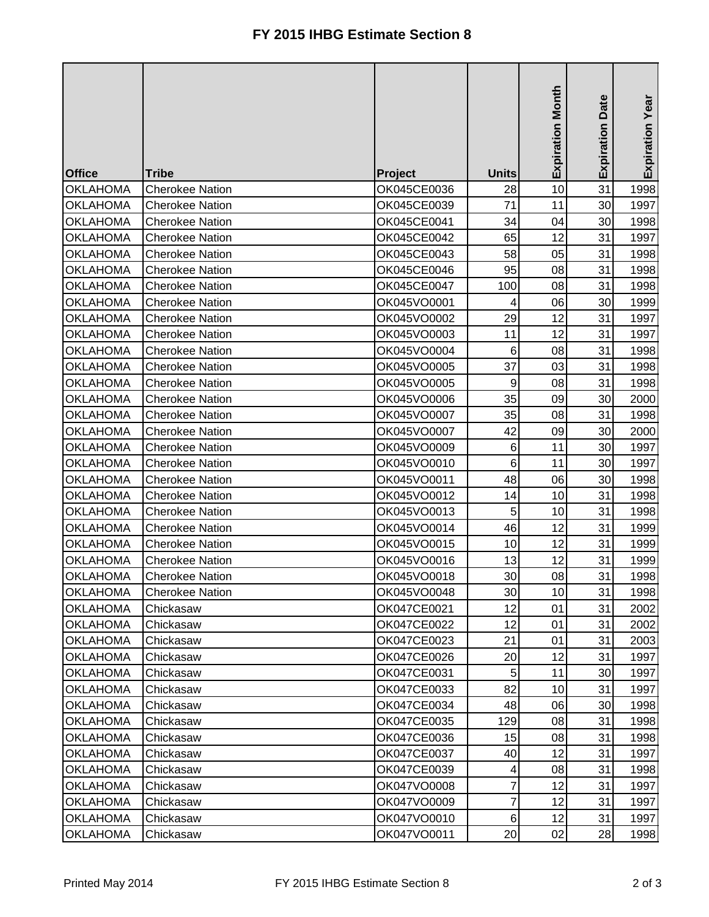# FY 2015 IHBG Estimate Section 8

| Office | Tribe | Project | Units | Expiration Month | Expiration Date | Expiration Year |
|---|---|---|---|---|---|---|
| OKLAHOMA | Cherokee Nation | OK045CE0036 | 28 | 10 | 31 | 1998 |
| OKLAHOMA | Cherokee Nation | OK045CE0039 | 71 | 11 | 30 | 1997 |
| OKLAHOMA | Cherokee Nation | OK045CE0041 | 34 | 04 | 30 | 1998 |
| OKLAHOMA | Cherokee Nation | OK045CE0042 | 65 | 12 | 31 | 1997 |
| OKLAHOMA | Cherokee Nation | OK045CE0043 | 58 | 05 | 31 | 1998 |
| OKLAHOMA | Cherokee Nation | OK045CE0046 | 95 | 08 | 31 | 1998 |
| OKLAHOMA | Cherokee Nation | OK045CE0047 | 100 | 08 | 31 | 1998 |
| OKLAHOMA | Cherokee Nation | OK045VO0001 | 4 | 06 | 30 | 1999 |
| OKLAHOMA | Cherokee Nation | OK045VO0002 | 29 | 12 | 31 | 1997 |
| OKLAHOMA | Cherokee Nation | OK045VO0003 | 11 | 12 | 31 | 1997 |
| OKLAHOMA | Cherokee Nation | OK045VO0004 | 6 | 08 | 31 | 1998 |
| OKLAHOMA | Cherokee Nation | OK045VO0005 | 37 | 03 | 31 | 1998 |
| OKLAHOMA | Cherokee Nation | OK045VO0005 | 9 | 08 | 31 | 1998 |
| OKLAHOMA | Cherokee Nation | OK045VO0006 | 35 | 09 | 30 | 2000 |
| OKLAHOMA | Cherokee Nation | OK045VO0007 | 35 | 08 | 31 | 1998 |
| OKLAHOMA | Cherokee Nation | OK045VO0007 | 42 | 09 | 30 | 2000 |
| OKLAHOMA | Cherokee Nation | OK045VO0009 | 6 | 11 | 30 | 1997 |
| OKLAHOMA | Cherokee Nation | OK045VO0010 | 6 | 11 | 30 | 1997 |
| OKLAHOMA | Cherokee Nation | OK045VO0011 | 48 | 06 | 30 | 1998 |
| OKLAHOMA | Cherokee Nation | OK045VO0012 | 14 | 10 | 31 | 1998 |
| OKLAHOMA | Cherokee Nation | OK045VO0013 | 5 | 10 | 31 | 1998 |
| OKLAHOMA | Cherokee Nation | OK045VO0014 | 46 | 12 | 31 | 1999 |
| OKLAHOMA | Cherokee Nation | OK045VO0015 | 10 | 12 | 31 | 1999 |
| OKLAHOMA | Cherokee Nation | OK045VO0016 | 13 | 12 | 31 | 1999 |
| OKLAHOMA | Cherokee Nation | OK045VO0018 | 30 | 08 | 31 | 1998 |
| OKLAHOMA | Cherokee Nation | OK045VO0048 | 30 | 10 | 31 | 1998 |
| OKLAHOMA | Chickasaw | OK047CE0021 | 12 | 01 | 31 | 2002 |
| OKLAHOMA | Chickasaw | OK047CE0022 | 12 | 01 | 31 | 2002 |
| OKLAHOMA | Chickasaw | OK047CE0023 | 21 | 01 | 31 | 2003 |
| OKLAHOMA | Chickasaw | OK047CE0026 | 20 | 12 | 31 | 1997 |
| OKLAHOMA | Chickasaw | OK047CE0031 | 5 | 11 | 30 | 1997 |
| OKLAHOMA | Chickasaw | OK047CE0033 | 82 | 10 | 31 | 1997 |
| OKLAHOMA | Chickasaw | OK047CE0034 | 48 | 06 | 30 | 1998 |
| OKLAHOMA | Chickasaw | OK047CE0035 | 129 | 08 | 31 | 1998 |
| OKLAHOMA | Chickasaw | OK047CE0036 | 15 | 08 | 31 | 1998 |
| OKLAHOMA | Chickasaw | OK047CE0037 | 40 | 12 | 31 | 1997 |
| OKLAHOMA | Chickasaw | OK047CE0039 | 4 | 08 | 31 | 1998 |
| OKLAHOMA | Chickasaw | OK047VO0008 | 7 | 12 | 31 | 1997 |
| OKLAHOMA | Chickasaw | OK047VO0009 | 7 | 12 | 31 | 1997 |
| OKLAHOMA | Chickasaw | OK047VO0010 | 6 | 12 | 31 | 1997 |
| OKLAHOMA | Chickasaw | OK047VO0011 | 20 | 02 | 28 | 1998 |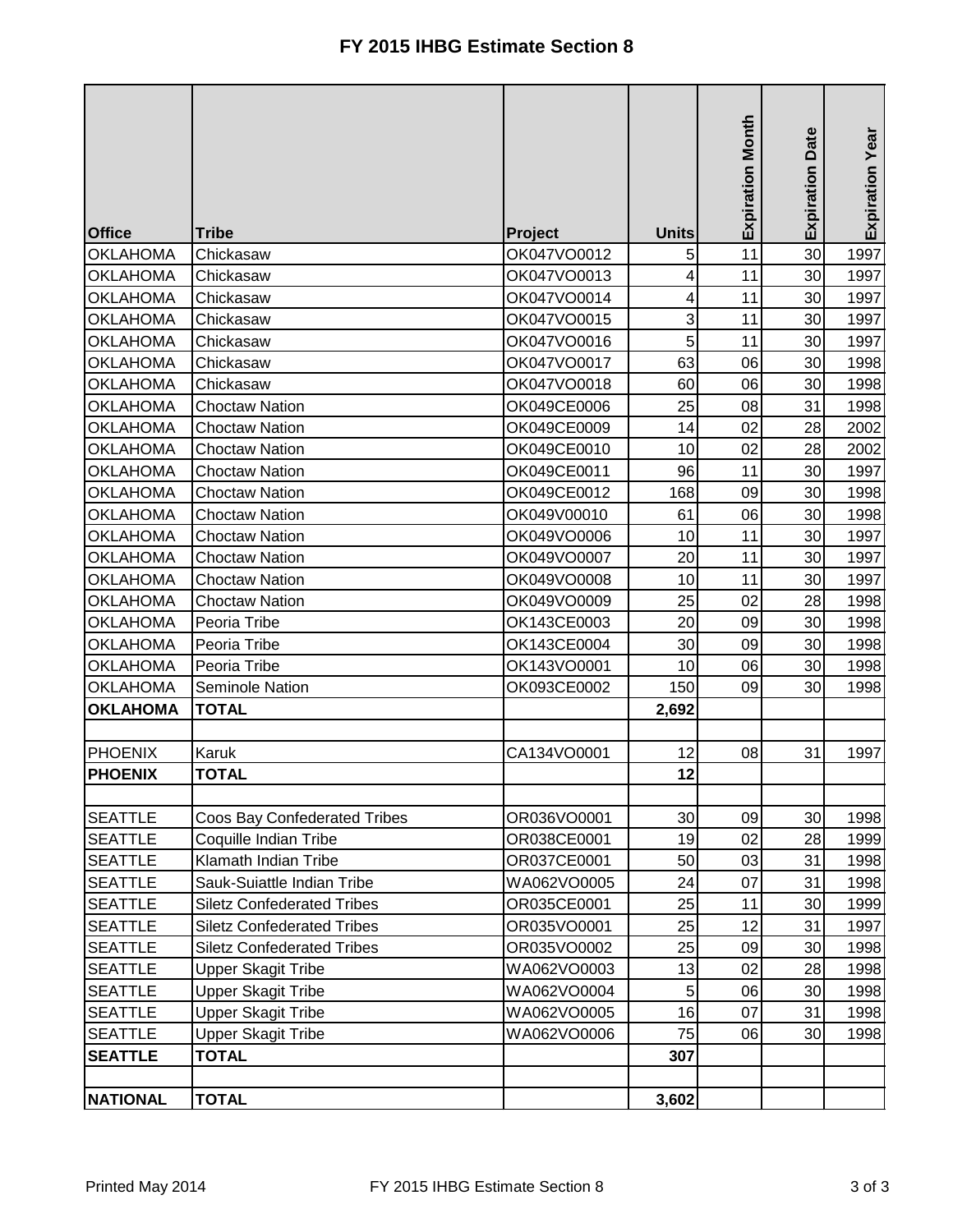# FY 2015 IHBG Estimate Section 8

| Office | Tribe | Project | Units | Expiration Month | Expiration Date | Expiration Year |
|---|---|---|---|---|---|---|
| OKLAHOMA | Chickasaw | OK047VO0012 | 5 | 11 | 30 | 1997 |
| OKLAHOMA | Chickasaw | OK047VO0013 | 4 | 11 | 30 | 1997 |
| OKLAHOMA | Chickasaw | OK047VO0014 | 4 | 11 | 30 | 1997 |
| OKLAHOMA | Chickasaw | OK047VO0015 | 3 | 11 | 30 | 1997 |
| OKLAHOMA | Chickasaw | OK047VO0016 | 5 | 11 | 30 | 1997 |
| OKLAHOMA | Chickasaw | OK047VO0017 | 63 | 06 | 30 | 1998 |
| OKLAHOMA | Chickasaw | OK047VO0018 | 60 | 06 | 30 | 1998 |
| OKLAHOMA | Choctaw Nation | OK049CE0006 | 25 | 08 | 31 | 1998 |
| OKLAHOMA | Choctaw Nation | OK049CE0009 | 14 | 02 | 28 | 2002 |
| OKLAHOMA | Choctaw Nation | OK049CE0010 | 10 | 02 | 28 | 2002 |
| OKLAHOMA | Choctaw Nation | OK049CE0011 | 96 | 11 | 30 | 1997 |
| OKLAHOMA | Choctaw Nation | OK049CE0012 | 168 | 09 | 30 | 1998 |
| OKLAHOMA | Choctaw Nation | OK049V00010 | 61 | 06 | 30 | 1998 |
| OKLAHOMA | Choctaw Nation | OK049VO0006 | 10 | 11 | 30 | 1997 |
| OKLAHOMA | Choctaw Nation | OK049VO0007 | 20 | 11 | 30 | 1997 |
| OKLAHOMA | Choctaw Nation | OK049VO0008 | 10 | 11 | 30 | 1997 |
| OKLAHOMA | Choctaw Nation | OK049VO0009 | 25 | 02 | 28 | 1998 |
| OKLAHOMA | Peoria Tribe | OK143CE0003 | 20 | 09 | 30 | 1998 |
| OKLAHOMA | Peoria Tribe | OK143CE0004 | 30 | 09 | 30 | 1998 |
| OKLAHOMA | Peoria Tribe | OK143VO0001 | 10 | 06 | 30 | 1998 |
| OKLAHOMA | Seminole Nation | OK093CE0002 | 150 | 09 | 30 | 1998 |
| **OKLAHOMA** | **TOTAL** | | **2,692** | | | |
| | | | | | | |
| PHOENIX | Karuk | CA134VO0001 | 12 | 08 | 31 | 1997 |
| **PHOENIX** | **TOTAL** | | **12** | | | |
| | | | | | | |
| SEATTLE | Coos Bay Confederated Tribes | OR036VO0001 | 30 | 09 | 30 | 1998 |
| SEATTLE | Coquille Indian Tribe | OR038CE0001 | 19 | 02 | 28 | 1999 |
| SEATTLE | Klamath Indian Tribe | OR037CE0001 | 50 | 03 | 31 | 1998 |
| SEATTLE | Sauk-Suiattle Indian Tribe | WA062VO0005 | 24 | 07 | 31 | 1998 |
| SEATTLE | Siletz Confederated Tribes | OR035CE0001 | 25 | 11 | 30 | 1999 |
| SEATTLE | Siletz Confederated Tribes | OR035VO0001 | 25 | 12 | 31 | 1997 |
| SEATTLE | Siletz Confederated Tribes | OR035VO0002 | 25 | 09 | 30 | 1998 |
| SEATTLE | Upper Skagit Tribe | WA062VO0003 | 13 | 02 | 28 | 1998 |
| SEATTLE | Upper Skagit Tribe | WA062VO0004 | 5 | 06 | 30 | 1998 |
| SEATTLE | Upper Skagit Tribe | WA062VO0005 | 16 | 07 | 31 | 1998 |
| SEATTLE | Upper Skagit Tribe | WA062VO0006 | 75 | 06 | 30 | 1998 |
| **SEATTLE** | **TOTAL** | | **307** | | | |
| | | | | | | |
| **NATIONAL** | **TOTAL** | | **3,602** | | | |

Printed May 2014